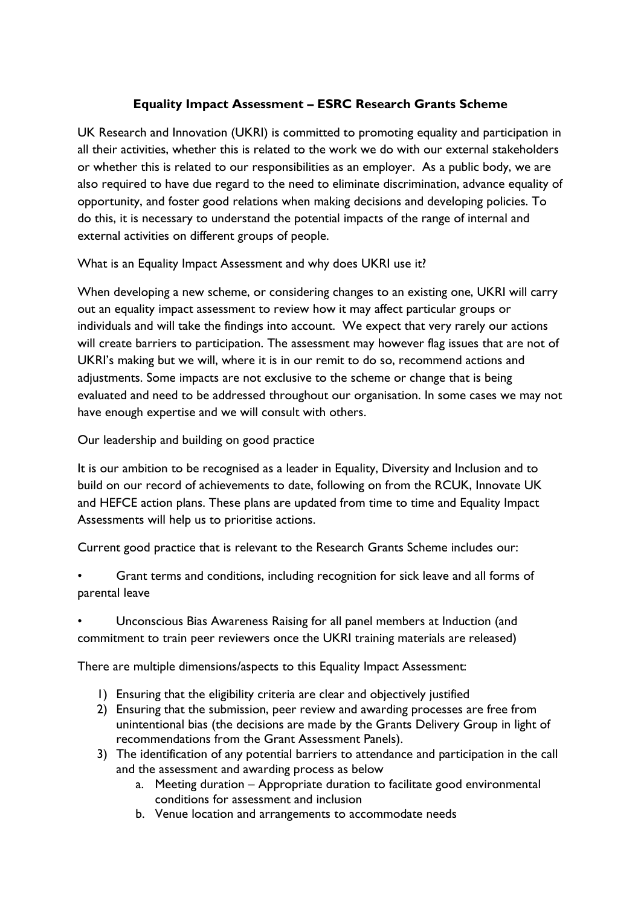# Equality Impact Assessment – ESRC Research Grants Scheme

UK Research and Innovation (UKRI) is committed to promoting equality and participation in all their activities, whether this is related to the work we do with our external stakeholders or whether this is related to our responsibilities as an employer. As a public body, we are also required to have due regard to the need to eliminate discrimination, advance equality of opportunity, and foster good relations when making decisions and developing policies. To do this, it is necessary to understand the potential impacts of the range of internal and external activities on different groups of people.

What is an Equality Impact Assessment and why does UKRI use it?

When developing a new scheme, or considering changes to an existing one, UKRI will carry out an equality impact assessment to review how it may affect particular groups or individuals and will take the findings into account. We expect that very rarely our actions will create barriers to participation. The assessment may however flag issues that are not of UKRI's making but we will, where it is in our remit to do so, recommend actions and adjustments. Some impacts are not exclusive to the scheme or change that is being evaluated and need to be addressed throughout our organisation. In some cases we may not have enough expertise and we will consult with others.

Our leadership and building on good practice

It is our ambition to be recognised as a leader in Equality, Diversity and Inclusion and to build on our record of achievements to date, following on from the RCUK, Innovate UK and HEFCE action plans. These plans are updated from time to time and Equality Impact Assessments will help us to prioritise actions.

Current good practice that is relevant to the Research Grants Scheme includes our:

- Grant terms and conditions, including recognition for sick leave and all forms of parental leave
- Unconscious Bias Awareness Raising for all panel members at Induction (and commitment to train peer reviewers once the UKRI training materials are released)

There are multiple dimensions/aspects to this Equality Impact Assessment:

1) Ensuring that the eligibility criteria are clear and objectively justified
2) Ensuring that the submission, peer review and awarding processes are free from unintentional bias (the decisions are made by the Grants Delivery Group in light of recommendations from the Grant Assessment Panels).
3) The identification of any potential barriers to attendance and participation in the call and the assessment and awarding process as below
    a. Meeting duration – Appropriate duration to facilitate good environmental conditions for assessment and inclusion
    b. Venue location and arrangements to accommodate needs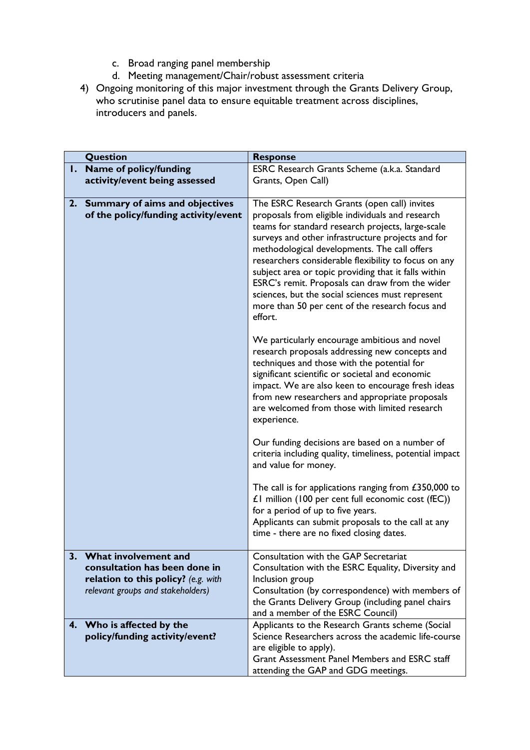c. Broad ranging panel membership
    d. Meeting management/Chair/robust assessment criteria
4) Ongoing monitoring of this major investment through the Grants Delivery Group, who scrutinise panel data to ensure equitable treatment across disciplines, introducers and panels.

| | Question | Response |
|---|---|---|
| 1. | **Name of policy/funding activity/event being assessed** | ESRC Research Grants Scheme (a.k.a. Standard Grants, Open Call) |
| 2. | **Summary of aims and objectives of the policy/funding activity/event** | The ESRC Research Grants (open call) invites proposals from eligible individuals and research teams for standard research projects, large-scale surveys and other infrastructure projects and for methodological developments. The call offers researchers considerable flexibility to focus on any subject area or topic providing that it falls within ESRC's remit. Proposals can draw from the wider sciences, but the social sciences must represent more than 50 per cent of the research focus and effort.<br><br>We particularly encourage ambitious and novel research proposals addressing new concepts and techniques and those with the potential for significant scientific or societal and economic impact. We are also keen to encourage fresh ideas from new researchers and appropriate proposals are welcomed from those with limited research experience.<br><br>Our funding decisions are based on a number of criteria including quality, timeliness, potential impact and value for money.<br><br>The call is for applications ranging from £350,000 to £1 million (100 per cent full economic cost (fEC)) for a period of up to five years.<br>Applicants can submit proposals to the call at any time - there are no fixed closing dates. |
| 3. | **What involvement and consultation has been done in relation to this policy?** *(e.g. with relevant groups and stakeholders)* | Consultation with the GAP Secretariat<br>Consultation with the ESRC Equality, Diversity and Inclusion group<br>Consultation (by correspondence) with members of the Grants Delivery Group (including panel chairs and a member of the ESRC Council) |
| 4. | **Who is affected by the policy/funding activity/event?** | Applicants to the Research Grants scheme (Social Science Researchers across the academic life-course are eligible to apply).<br>Grant Assessment Panel Members and ESRC staff attending the GAP and GDG meetings. |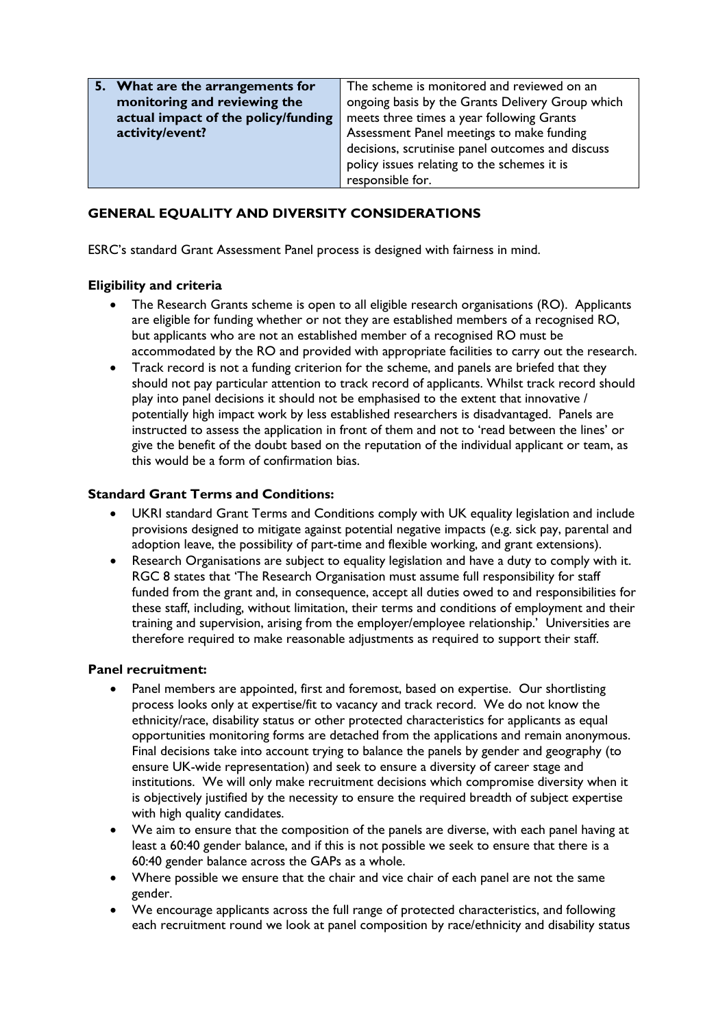| 5. What are the arrangements for monitoring and reviewing the actual impact of the policy/funding activity/event? | The scheme is monitored and reviewed on an ongoing basis by the Grants Delivery Group which meets three times a year following Grants Assessment Panel meetings to make funding decisions, scrutinise panel outcomes and discuss policy issues relating to the schemes it is responsible for. |
|---|---|

## GENERAL EQUALITY AND DIVERSITY CONSIDERATIONS

ESRC's standard Grant Assessment Panel process is designed with fairness in mind.

### Eligibility and criteria

- The Research Grants scheme is open to all eligible research organisations (RO). Applicants are eligible for funding whether or not they are established members of a recognised RO, but applicants who are not an established member of a recognised RO must be accommodated by the RO and provided with appropriate facilities to carry out the research.
- Track record is not a funding criterion for the scheme, and panels are briefed that they should not pay particular attention to track record of applicants. Whilst track record should play into panel decisions it should not be emphasised to the extent that innovative / potentially high impact work by less established researchers is disadvantaged. Panels are instructed to assess the application in front of them and not to 'read between the lines' or give the benefit of the doubt based on the reputation of the individual applicant or team, as this would be a form of confirmation bias.

### Standard Grant Terms and Conditions:

- UKRI standard Grant Terms and Conditions comply with UK equality legislation and include provisions designed to mitigate against potential negative impacts (e.g. sick pay, parental and adoption leave, the possibility of part-time and flexible working, and grant extensions).
- Research Organisations are subject to equality legislation and have a duty to comply with it. RGC 8 states that 'The Research Organisation must assume full responsibility for staff funded from the grant and, in consequence, accept all duties owed to and responsibilities for these staff, including, without limitation, their terms and conditions of employment and their training and supervision, arising from the employer/employee relationship.' Universities are therefore required to make reasonable adjustments as required to support their staff.

### Panel recruitment:

- Panel members are appointed, first and foremost, based on expertise. Our shortlisting process looks only at expertise/fit to vacancy and track record. We do not know the ethnicity/race, disability status or other protected characteristics for applicants as equal opportunities monitoring forms are detached from the applications and remain anonymous. Final decisions take into account trying to balance the panels by gender and geography (to ensure UK-wide representation) and seek to ensure a diversity of career stage and institutions. We will only make recruitment decisions which compromise diversity when it is objectively justified by the necessity to ensure the required breadth of subject expertise with high quality candidates.
- We aim to ensure that the composition of the panels are diverse, with each panel having at least a 60:40 gender balance, and if this is not possible we seek to ensure that there is a 60:40 gender balance across the GAPs as a whole.
- Where possible we ensure that the chair and vice chair of each panel are not the same gender.
- We encourage applicants across the full range of protected characteristics, and following each recruitment round we look at panel composition by race/ethnicity and disability status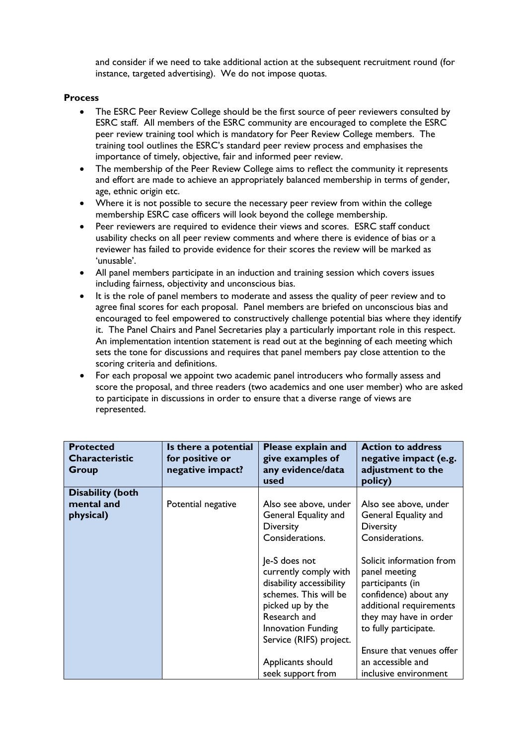and consider if we need to take additional action at the subsequent recruitment round (for instance, targeted advertising). We do not impose quotas.

**Process**

- The ESRC Peer Review College should be the first source of peer reviewers consulted by ESRC staff. All members of the ESRC community are encouraged to complete the ESRC peer review training tool which is mandatory for Peer Review College members. The training tool outlines the ESRC's standard peer review process and emphasises the importance of timely, objective, fair and informed peer review.
- The membership of the Peer Review College aims to reflect the community it represents and effort are made to achieve an appropriately balanced membership in terms of gender, age, ethnic origin etc.
- Where it is not possible to secure the necessary peer review from within the college membership ESRC case officers will look beyond the college membership.
- Peer reviewers are required to evidence their views and scores. ESRC staff conduct usability checks on all peer review comments and where there is evidence of bias or a reviewer has failed to provide evidence for their scores the review will be marked as 'unusable'.
- All panel members participate in an induction and training session which covers issues including fairness, objectivity and unconscious bias.
- It is the role of panel members to moderate and assess the quality of peer review and to agree final scores for each proposal. Panel members are briefed on unconscious bias and encouraged to feel empowered to constructively challenge potential bias where they identify it. The Panel Chairs and Panel Secretaries play a particularly important role in this respect. An implementation intention statement is read out at the beginning of each meeting which sets the tone for discussions and requires that panel members pay close attention to the scoring criteria and definitions.
- For each proposal we appoint two academic panel introducers who formally assess and score the proposal, and three readers (two academics and one user member) who are asked to participate in discussions in order to ensure that a diverse range of views are represented.

| Protected Characteristic Group | Is there a potential for positive or negative impact? | Please explain and give examples of any evidence/data used | Action to address negative impact (e.g. adjustment to the policy) |
|---|---|---|---|
| **Disability (both mental and physical)** | Potential negative | Also see above, under General Equality and Diversity Considerations.<br><br>Je-S does not currently comply with disability accessibility schemes. This will be picked up by the Research and Innovation Funding Service (RIFS) project.<br><br>Applicants should seek support from | Also see above, under General Equality and Diversity Considerations.<br><br>Solicit information from panel meeting participants (in confidence) about any additional requirements they may have in order to fully participate.<br><br>Ensure that venues offer an accessible and inclusive environment |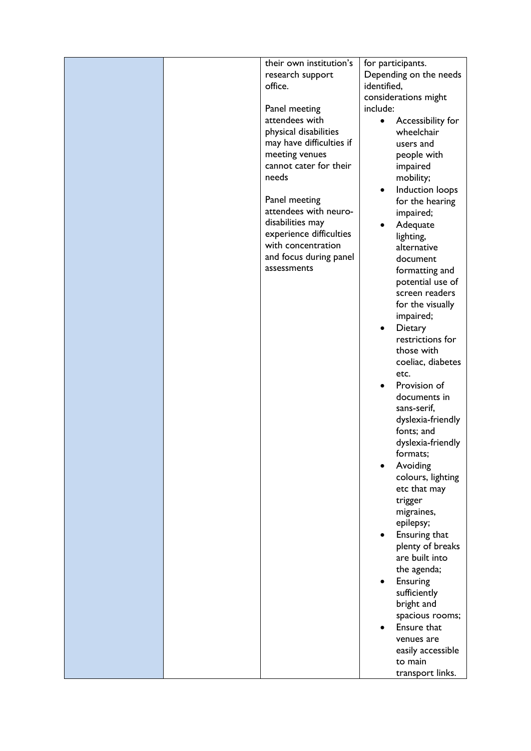| | | | |
|---|---|---|---|
| | | their own institution's research support office.<br><br>Panel meeting attendees with physical disabilities may have difficulties if meeting venues cannot cater for their needs<br><br>Panel meeting attendees with neuro-disabilities may experience difficulties with concentration and focus during panel assessments | for participants. Depending on the needs identified, considerations might include:<br>• Accessibility for wheelchair users and people with impaired mobility;<br>• Induction loops for the hearing impaired;<br>• Adequate lighting, alternative document formatting and potential use of screen readers for the visually impaired;<br>• Dietary restrictions for those with coeliac, diabetes etc.<br>• Provision of documents in sans-serif, dyslexia-friendly fonts; and dyslexia-friendly formats;<br>• Avoiding colours, lighting etc that may trigger migraines, epilepsy;<br>• Ensuring that plenty of breaks are built into the agenda;<br>• Ensuring sufficiently bright and spacious rooms;<br>• Ensure that venues are easily accessible to main transport links. |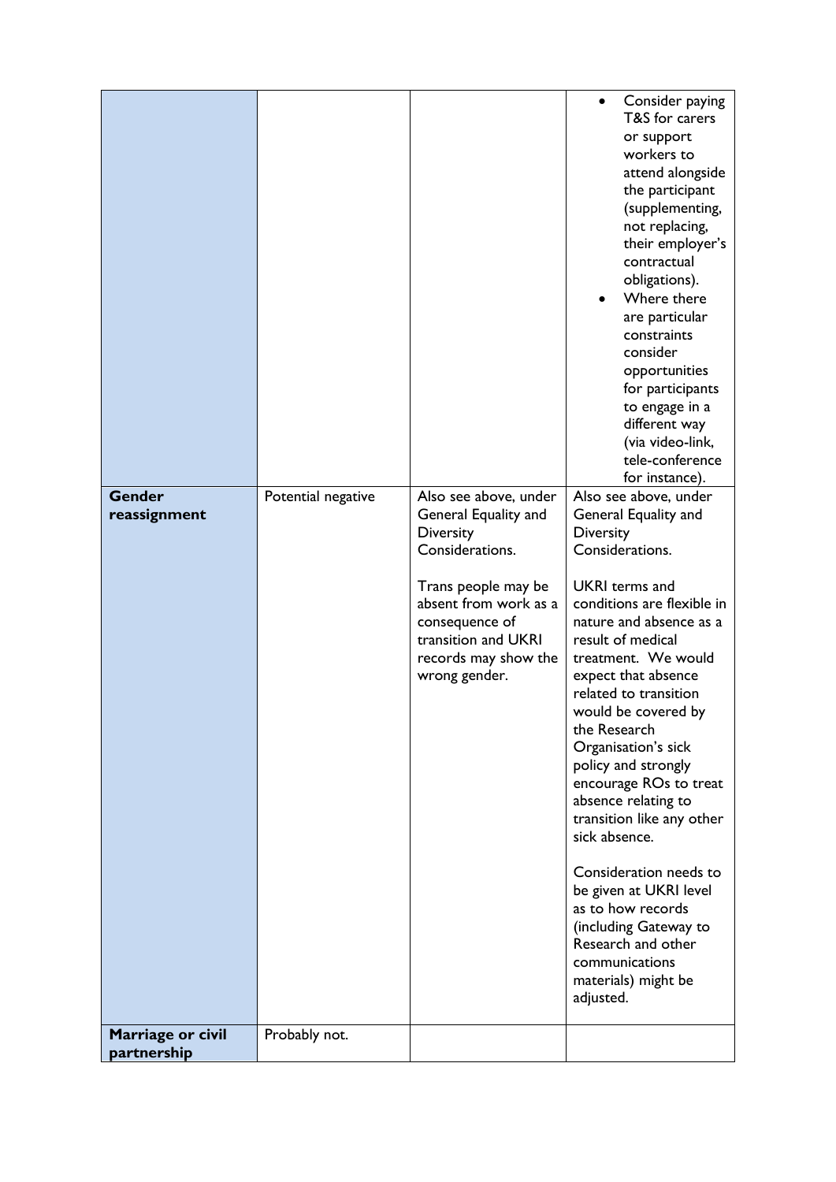| | | | |
|---|---|---|---|
| | | | • Consider paying T&S for carers or support workers to attend alongside the participant (supplementing, not replacing, their employer's contractual obligations).<br>• Where there are particular constraints consider opportunities for participants to engage in a different way (via video-link, tele-conference for instance). |
| **Gender reassignment** | Potential negative | Also see above, under General Equality and Diversity Considerations.<br><br>Trans people may be absent from work as a consequence of transition and UKRI records may show the wrong gender. | Also see above, under General Equality and Diversity Considerations.<br><br>UKRI terms and conditions are flexible in nature and absence as a result of medical treatment. We would expect that absence related to transition would be covered by the Research Organisation's sick policy and strongly encourage ROs to treat absence relating to transition like any other sick absence.<br><br>Consideration needs to be given at UKRI level as to how records (including Gateway to Research and other communications materials) might be adjusted. |
| **Marriage or civil partnership** | Probably not. | | |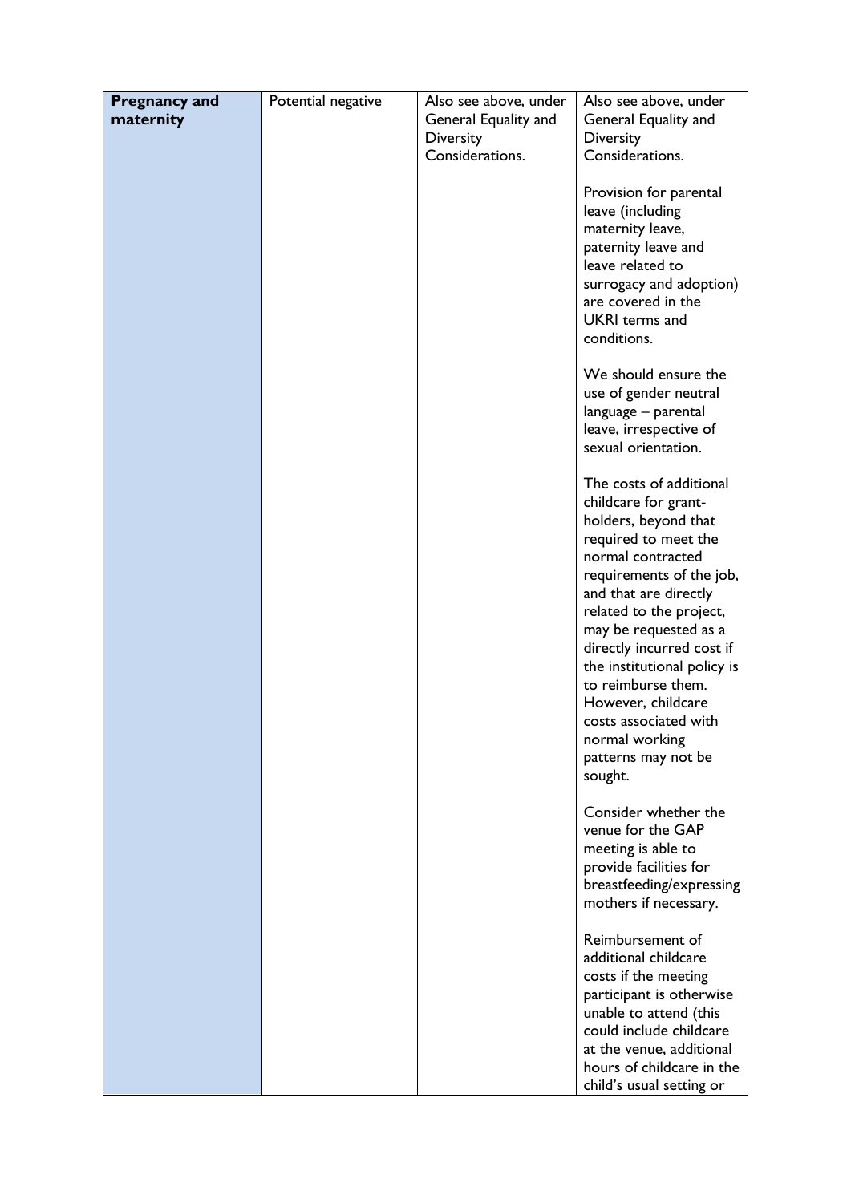| **Pregnancy and maternity** | Potential negative | Also see above, under General Equality and Diversity Considerations. | Also see above, under General Equality and Diversity Considerations.<br><br>Provision for parental leave (including maternity leave, paternity leave and leave related to surrogacy and adoption) are covered in the UKRI terms and conditions.<br><br>We should ensure the use of gender neutral language – parental leave, irrespective of sexual orientation.<br><br>The costs of additional childcare for grant-holders, beyond that required to meet the normal contracted requirements of the job, and that are directly related to the project, may be requested as a directly incurred cost if the institutional policy is to reimburse them. However, childcare costs associated with normal working patterns may not be sought.<br><br>Consider whether the venue for the GAP meeting is able to provide facilities for breastfeeding/expressing mothers if necessary.<br><br>Reimbursement of additional childcare costs if the meeting participant is otherwise unable to attend (this could include childcare at the venue, additional hours of childcare in the child's usual setting or |
|---|---|---|---|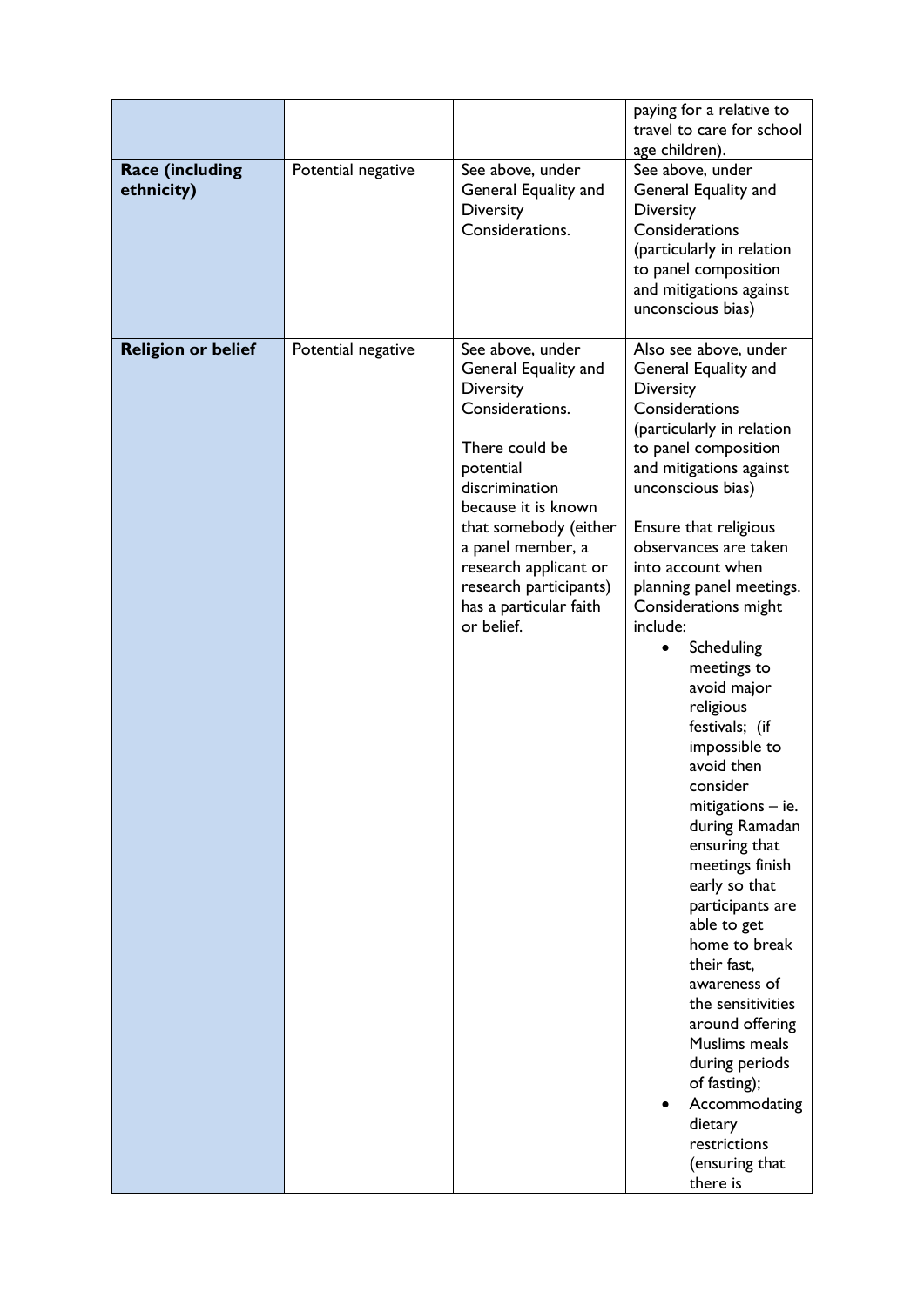| | | | |
|---|---|---|---|
| | | | paying for a relative to travel to care for school age children). |
| **Race (including ethnicity)** | Potential negative | See above, under General Equality and Diversity Considerations. | See above, under General Equality and Diversity Considerations (particularly in relation to panel composition and mitigations against unconscious bias) |
| **Religion or belief** | Potential negative | See above, under General Equality and Diversity Considerations.<br><br>There could be potential discrimination because it is known that somebody (either a panel member, a research applicant or research participants) has a particular faith or belief. | Also see above, under General Equality and Diversity Considerations (particularly in relation to panel composition and mitigations against unconscious bias)<br><br>Ensure that religious observances are taken into account when planning panel meetings. Considerations might include:<br>• Scheduling meetings to avoid major religious festivals; (if impossible to avoid then consider mitigations – ie. during Ramadan ensuring that meetings finish early so that participants are able to get home to break their fast, awareness of the sensitivities around offering Muslims meals during periods of fasting);<br>• Accommodating dietary restrictions (ensuring that there is |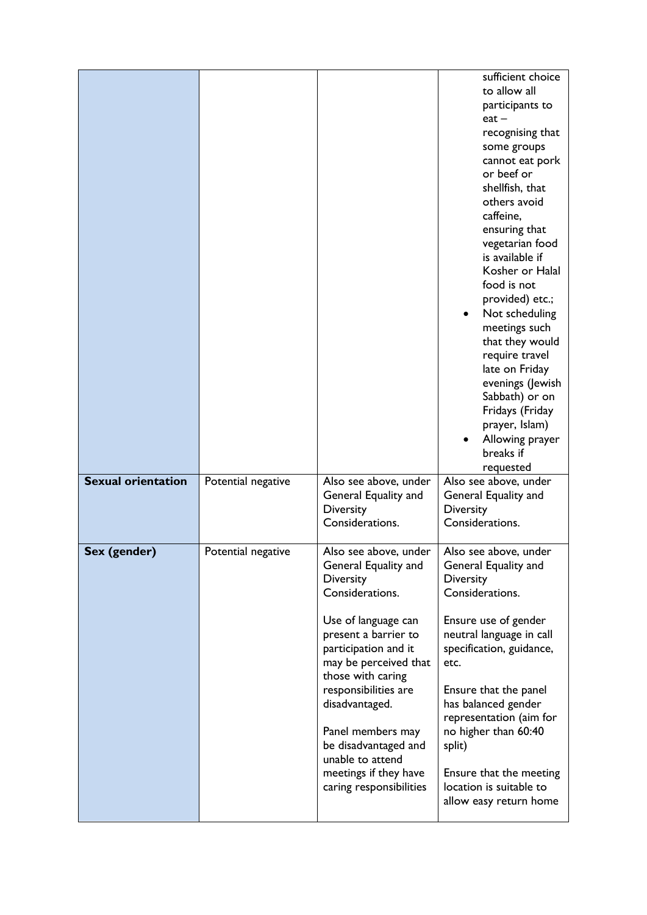| | | | |
|---|---|---|---|
| | | | sufficient choice to allow all participants to eat – recognising that some groups cannot eat pork or beef or shellfish, that others avoid caffeine, ensuring that vegetarian food is available if Kosher or Halal food is not provided) etc.;<br>• Not scheduling meetings such that they would require travel late on Friday evenings (Jewish Sabbath) or on Fridays (Friday prayer, Islam)<br>• Allowing prayer breaks if requested |
| **Sexual orientation** | Potential negative | Also see above, under General Equality and Diversity Considerations. | Also see above, under General Equality and Diversity Considerations. |
| **Sex (gender)** | Potential negative | Also see above, under General Equality and Diversity Considerations.<br><br>Use of language can present a barrier to participation and it may be perceived that those with caring responsibilities are disadvantaged.<br><br>Panel members may be disadvantaged and unable to attend meetings if they have caring responsibilities | Also see above, under General Equality and Diversity Considerations.<br><br>Ensure use of gender neutral language in call specification, guidance, etc.<br><br>Ensure that the panel has balanced gender representation (aim for no higher than 60:40 split)<br><br>Ensure that the meeting location is suitable to allow easy return home |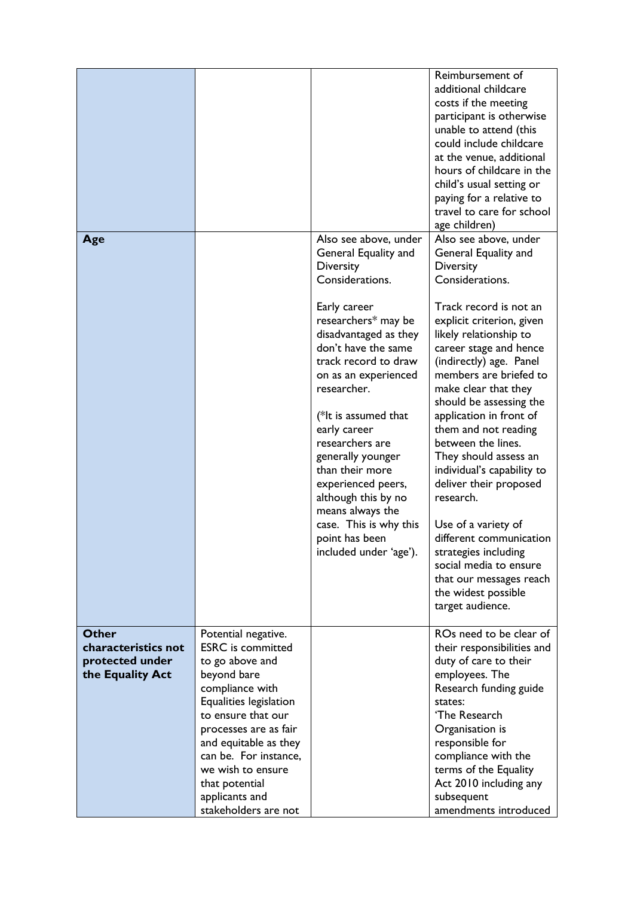| | | | |
|---|---|---|---|
| | | | Reimbursement of additional childcare costs if the meeting participant is otherwise unable to attend (this could include childcare at the venue, additional hours of childcare in the child's usual setting or paying for a relative to travel to care for school age children) |
| **Age** | | Also see above, under General Equality and Diversity Considerations.<br><br>Early career researchers* may be disadvantaged as they don't have the same track record to draw on as an experienced researcher.<br><br>(*It is assumed that early career researchers are generally younger than their more experienced peers, although this by no means always the case. This is why this point has been included under 'age'). | Also see above, under General Equality and Diversity Considerations.<br><br>Track record is not an explicit criterion, given likely relationship to career stage and hence (indirectly) age. Panel members are briefed to make clear that they should be assessing the application in front of them and not reading between the lines. They should assess an individual's capability to deliver their proposed research.<br><br>Use of a variety of different communication strategies including social media to ensure that our messages reach the widest possible target audience. |
| **Other characteristics not protected under the Equality Act** | Potential negative. ESRC is committed to go above and beyond bare compliance with Equalities legislation to ensure that our processes are as fair and equitable as they can be. For instance, we wish to ensure that potential applicants and stakeholders are not | | ROs need to be clear of their responsibilities and duty of care to their employees. The Research funding guide states:<br>'The Research Organisation is responsible for compliance with the terms of the Equality Act 2010 including any subsequent amendments introduced |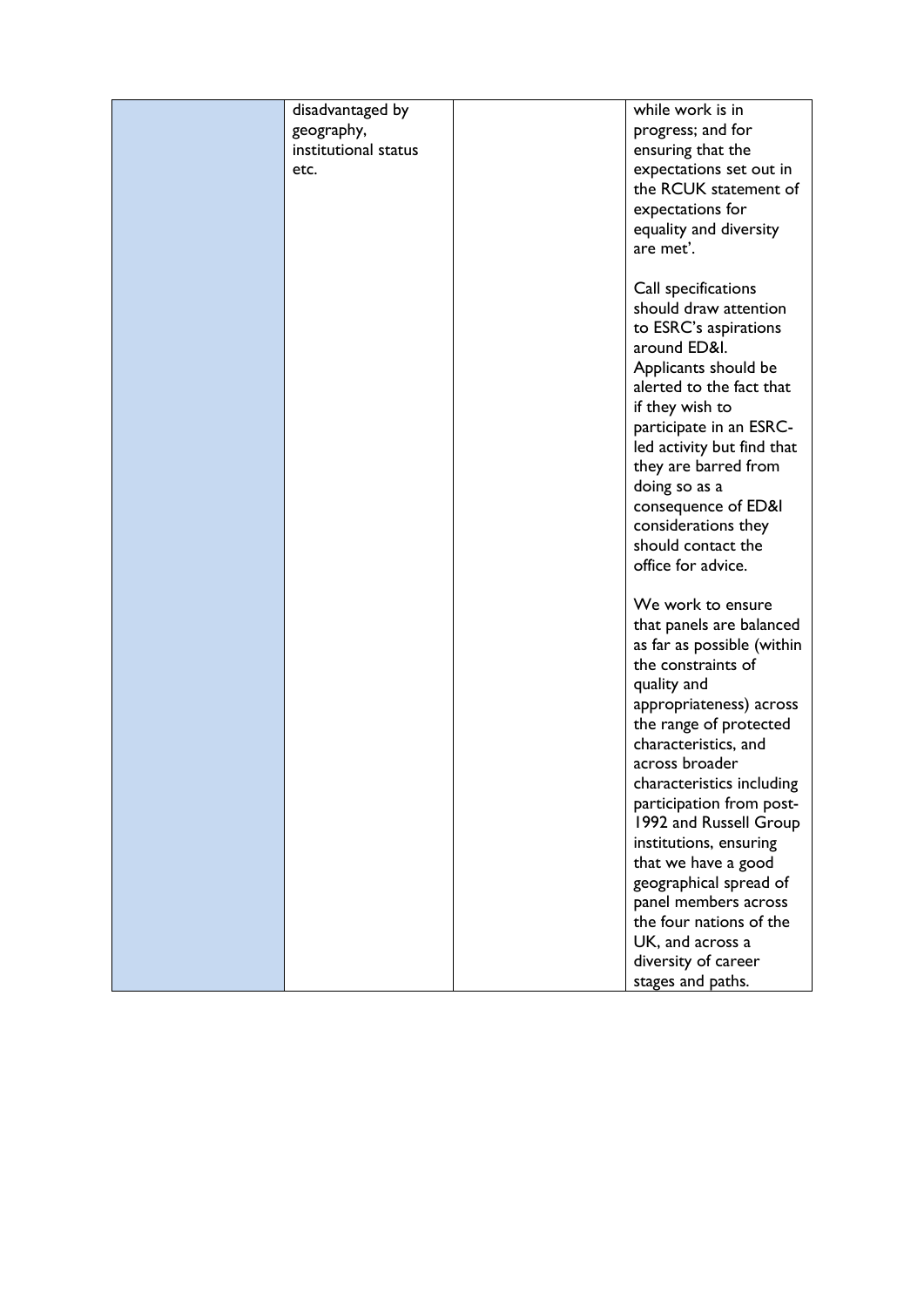| | | | |
|---|---|---|---|
| | disadvantaged by geography, institutional status etc. | | while work is in progress; and for ensuring that the expectations set out in the RCUK statement of expectations for equality and diversity are met'.<br><br>Call specifications should draw attention to ESRC's aspirations around ED&I. Applicants should be alerted to the fact that if they wish to participate in an ESRC-led activity but find that they are barred from doing so as a consequence of ED&I considerations they should contact the office for advice.<br><br>We work to ensure that panels are balanced as far as possible (within the constraints of quality and appropriateness) across the range of protected characteristics, and across broader characteristics including participation from post-1992 and Russell Group institutions, ensuring that we have a good geographical spread of panel members across the four nations of the UK, and across a diversity of career stages and paths. |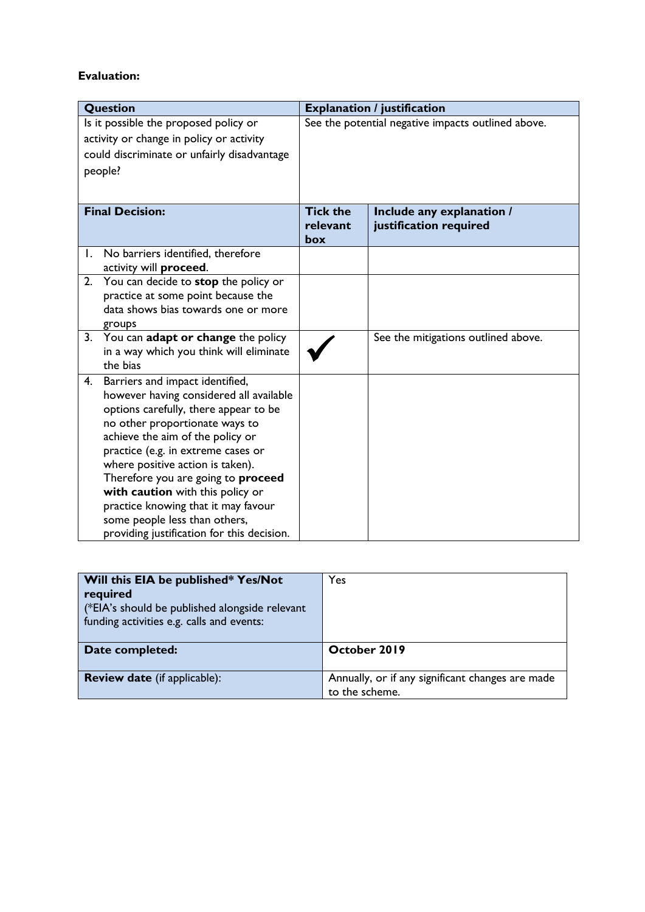**Evaluation:**

| Question | Explanation / justification | |
|---|---|---|
| Is it possible the proposed policy or activity or change in policy or activity could discriminate or unfairly disadvantage people? | See the potential negative impacts outlined above. | |
| **Final Decision:** | **Tick the relevant box** | **Include any explanation / justification required** |
| 1. No barriers identified, therefore activity will **proceed**. | | |
| 2. You can decide to **stop** the policy or practice at some point because the data shows bias towards one or more groups | | |
| 3. You can **adapt or change** the policy in a way which you think will eliminate the bias | ✓ | See the mitigations outlined above. |
| 4. Barriers and impact identified, however having considered all available options carefully, there appear to be no other proportionate ways to achieve the aim of the policy or practice (e.g. in extreme cases or where positive action is taken). Therefore you are going to **proceed with caution** with this policy or practice knowing that it may favour some people less than others, providing justification for this decision. | | |

| | |
|---|---|
| **Will this EIA be published\* Yes/Not required** (*EIA's should be published alongside relevant funding activities e.g. calls and events: | Yes |
| **Date completed:** | **October 2019** |
| **Review date** (if applicable): | Annually, or if any significant changes are made to the scheme. |